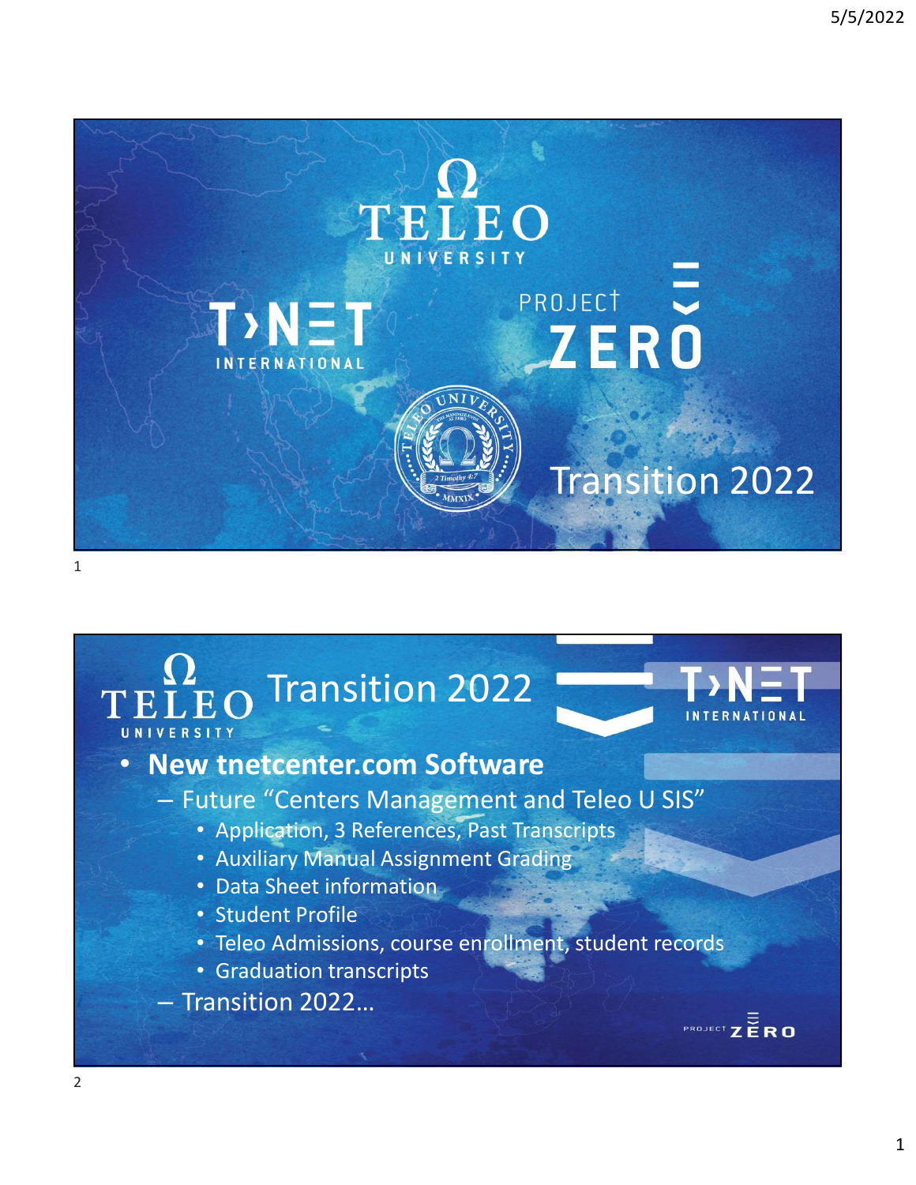# TELEO UNIVERSITY

T›NΞT INTERNATIONAL

PROJECT ZERO

Transition 2022

---

## TELEO UNIVERSITY Transition 2022

T›NΞT INTERNATIONAL

- **New tnetcenter.com Software**
  - Future "Centers Management and Teleo U SIS"
    - Application, 3 References, Past Transcripts
    - Auxiliary Manual Assignment Grading
    - Data Sheet information
    - Student Profile
    - Teleo Admissions, course enrollment, student records
    - Graduation transcripts
  - Transition 2022…

PROJECT ZERO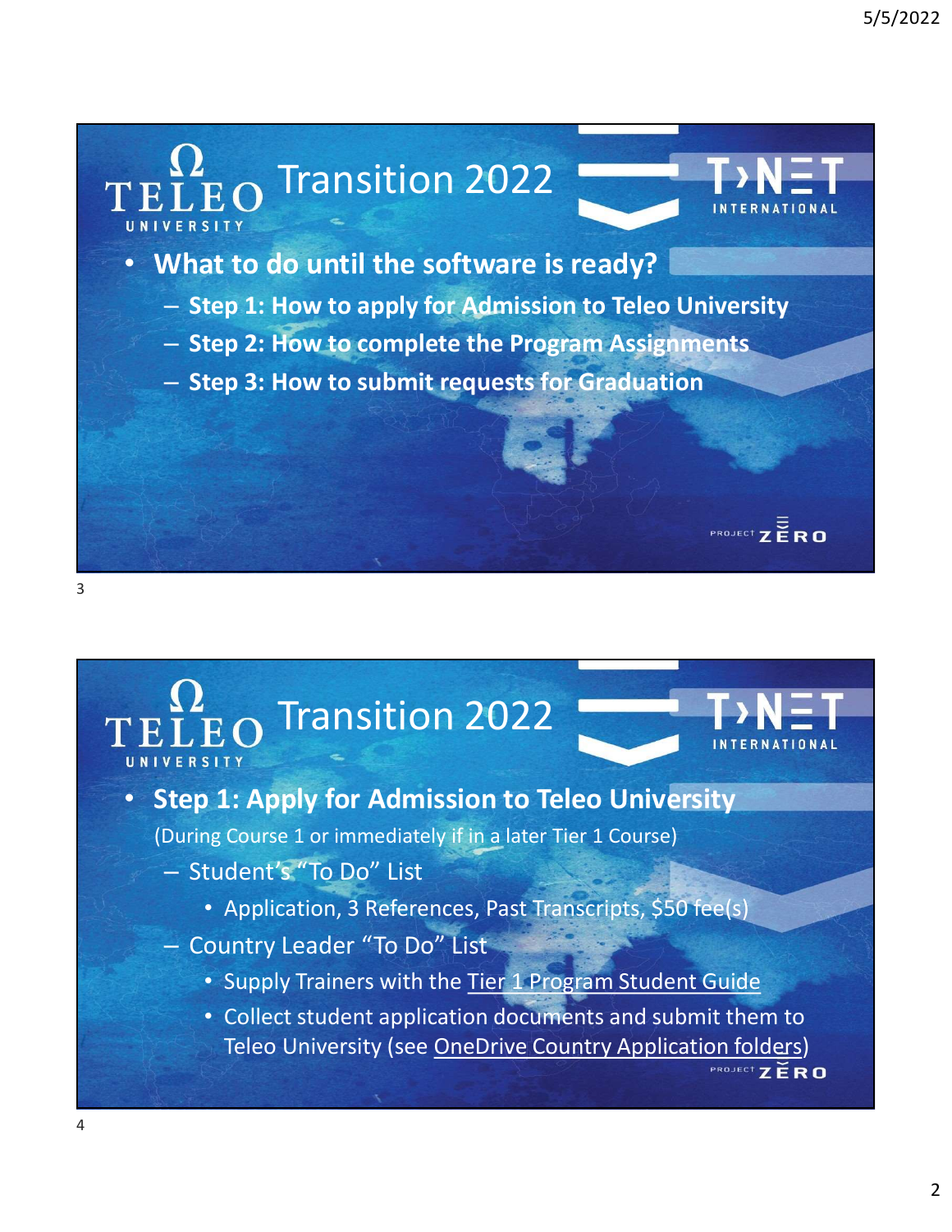## Transition 2022

TELEO UNIVERSITY — T›NET INTERNATIONAL

- **What to do until the software is ready?**
  - **Step 1: How to apply for Admission to Teleo University**
  - **Step 2: How to complete the Program Assignments**
  - **Step 3: How to submit requests for Graduation**

PROJECT ZERO

## Transition 2022

TELEO UNIVERSITY — T›NET INTERNATIONAL

- **Step 1: Apply for Admission to Teleo University**

  (During Course 1 or immediately if in a later Tier 1 Course)
  - Student's "To Do" List
    - Application, 3 References, Past Transcripts, $50 fee(s)
  - Country Leader "To Do" List
    - Supply Trainers with the Tier 1 Program Student Guide
    - Collect student application documents and submit them to Teleo University (see OneDrive Country Application folders)

PROJECT ZERO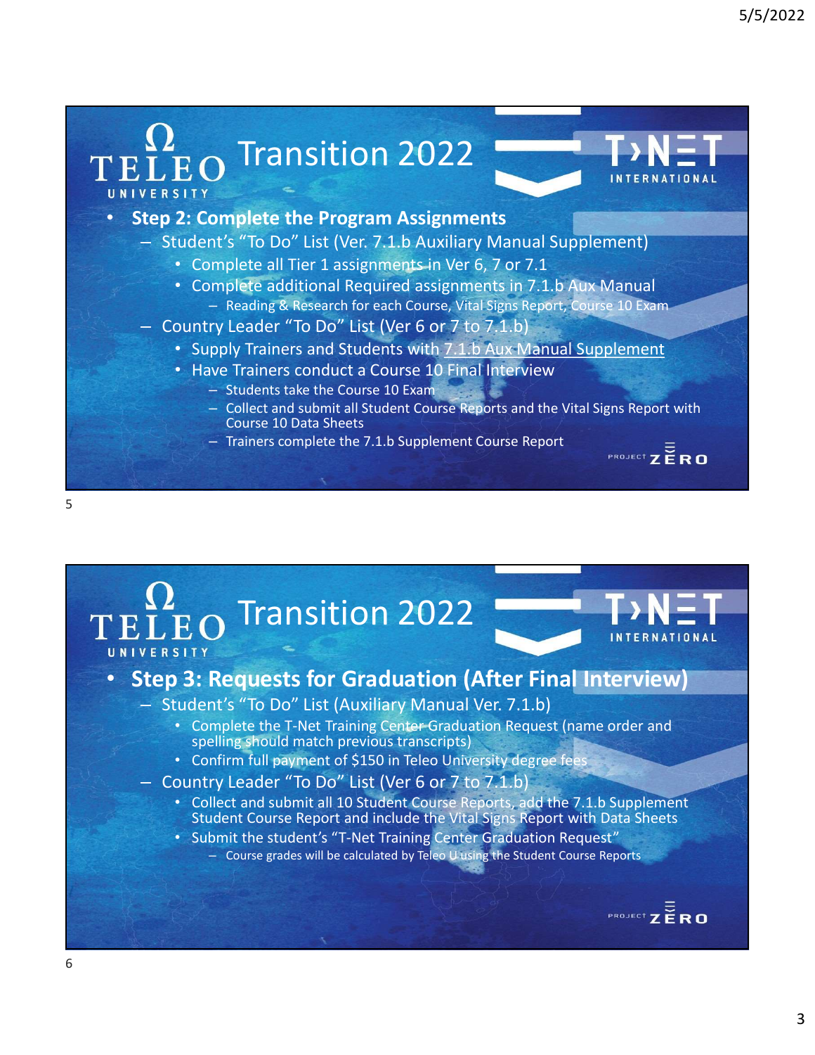## Transition 2022

TELEO UNIVERSITY — T-NET INTERNATIONAL

- **Step 2: Complete the Program Assignments**
  - Student's "To Do" List (Ver. 7.1.b Auxiliary Manual Supplement)
    - Complete all Tier 1 assignments in Ver 6, 7 or 7.1
    - Complete additional Required assignments in 7.1.b Aux Manual
      - Reading & Research for each Course, Vital Signs Report, Course 10 Exam
  - Country Leader "To Do" List (Ver 6 or 7 to 7.1.b)
    - Supply Trainers and Students with 7.1.b Aux Manual Supplement
    - Have Trainers conduct a Course 10 Final Interview
      - Students take the Course 10 Exam
      - Collect and submit all Student Course Reports and the Vital Signs Report with Course 10 Data Sheets
      - Trainers complete the 7.1.b Supplement Course Report

PROJECT ZERO

## Transition 2022

TELEO UNIVERSITY — T-NET INTERNATIONAL

- **Step 3: Requests for Graduation (After Final Interview)**
  - Student's "To Do" List (Auxiliary Manual Ver. 7.1.b)
    - Complete the T-Net Training Center Graduation Request (name order and spelling should match previous transcripts)
    - Confirm full payment of $150 in Teleo University degree fees
  - Country Leader "To Do" List (Ver 6 or 7 to 7.1.b)
    - Collect and submit all 10 Student Course Reports, add the 7.1.b Supplement Student Course Report and include the Vital Signs Report with Data Sheets
    - Submit the student's "T-Net Training Center Graduation Request"
      - Course grades will be calculated by Teleo U using the Student Course Reports

PROJECT ZERO